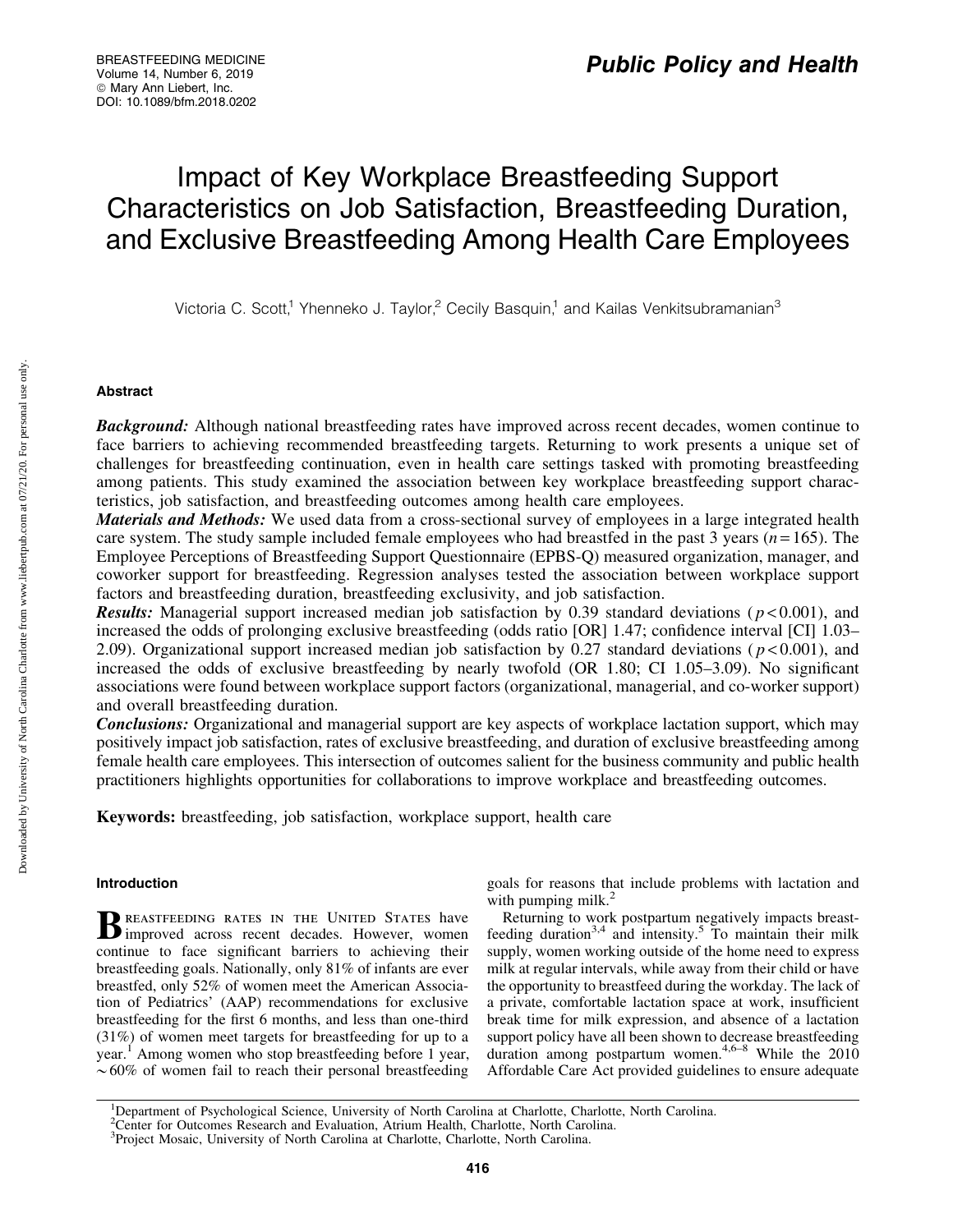# Impact of Key Workplace Breastfeeding Support Characteristics on Job Satisfaction, Breastfeeding Duration, and Exclusive Breastfeeding Among Health Care Employees

Victoria C. Scott,[1] Yhenneko J. Taylor,[2] Cecily Basquin,[1] and Kailas Venkitsubramanian[3]

## Abstract

***Background:*** Although national breastfeeding rates have improved across recent decades, women continue to face barriers to achieving recommended breastfeeding targets. Returning to work presents a unique set of challenges for breastfeeding continuation, even in health care settings tasked with promoting breastfeeding among patients. This study examined the association between key workplace breastfeeding support characteristics, job satisfaction, and breastfeeding outcomes among health care employees.

***Materials and Methods:*** We used data from a cross-sectional survey of employees in a large integrated health care system. The study sample included female employees who had breastfed in the past 3 years ($n = 165$). The Employee Perceptions of Breastfeeding Support Questionnaire (EPBS-Q) measured organization, manager, and coworker support for breastfeeding. Regression analyses tested the association between workplace support factors and breastfeeding duration, breastfeeding exclusivity, and job satisfaction.

***Results:*** Managerial support increased median job satisfaction by 0.39 standard deviations ($p < 0.001$), and increased the odds of prolonging exclusive breastfeeding (odds ratio [OR] 1.47; confidence interval [CI] 1.03–2.09). Organizational support increased median job satisfaction by 0.27 standard deviations ($p < 0.001$), and increased the odds of exclusive breastfeeding by nearly twofold (OR 1.80; CI 1.05–3.09). No significant associations were found between workplace support factors (organizational, managerial, and co-worker support) and overall breastfeeding duration.

***Conclusions:*** Organizational and managerial support are key aspects of workplace lactation support, which may positively impact job satisfaction, rates of exclusive breastfeeding, and duration of exclusive breastfeeding among female health care employees. This intersection of outcomes salient for the business community and public health practitioners highlights opportunities for collaborations to improve workplace and breastfeeding outcomes.

**Keywords:** breastfeeding, job satisfaction, workplace support, health care

## Introduction

Breastfeeding rates in the United States have improved across recent decades. However, women continue to face significant barriers to achieving their breastfeeding goals. Nationally, only 81% of infants are ever breastfed, only 52% of women meet the American Association of Pediatrics' (AAP) recommendations for exclusive breastfeeding for the first 6 months, and less than one-third (31%) of women meet targets for breastfeeding for up to a year.[1] Among women who stop breastfeeding before 1 year, ~60% of women fail to reach their personal breastfeeding goals for reasons that include problems with lactation and with pumping milk.[2]

Returning to work postpartum negatively impacts breastfeeding duration[3,4] and intensity.[5] To maintain their milk supply, women working outside of the home need to express milk at regular intervals, while away from their child or have the opportunity to breastfeed during the workday. The lack of a private, comfortable lactation space at work, insufficient break time for milk expression, and absence of a lactation support policy have all been shown to decrease breastfeeding duration among postpartum women.[4,6–8] While the 2010 Affordable Care Act provided guidelines to ensure adequate

[1]Department of Psychological Science, University of North Carolina at Charlotte, Charlotte, North Carolina.
[2]Center for Outcomes Research and Evaluation, Atrium Health, Charlotte, North Carolina.
[3]Project Mosaic, University of North Carolina at Charlotte, Charlotte, North Carolina.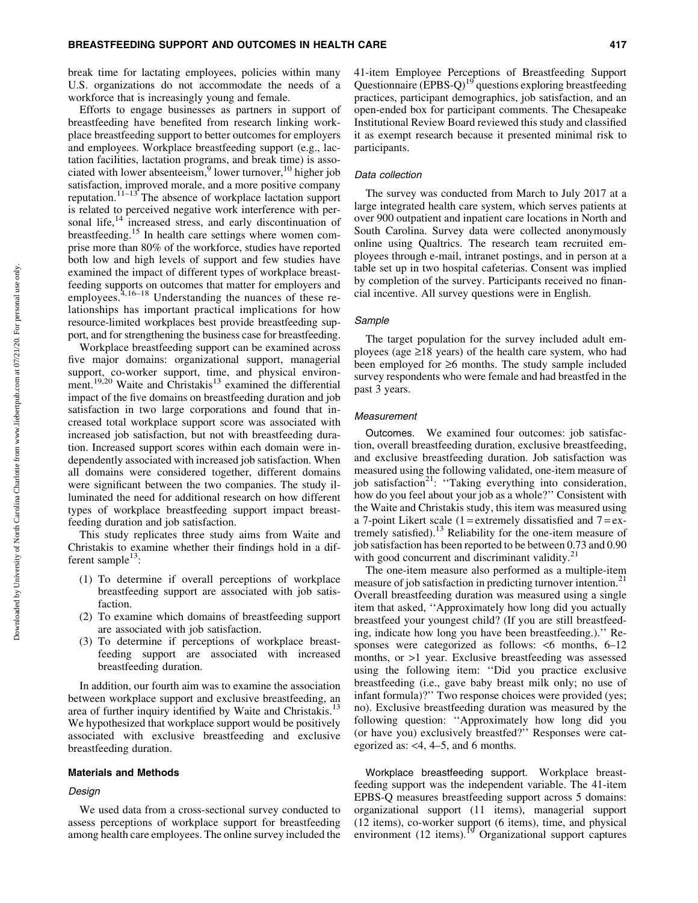break time for lactating employees, policies within many U.S. organizations do not accommodate the needs of a workforce that is increasingly young and female.

Efforts to engage businesses as partners in support of breastfeeding have benefited from research linking workplace breastfeeding support to better outcomes for employers and employees. Workplace breastfeeding support (e.g., lactation facilities, lactation programs, and break time) is associated with lower absenteeism,[9] lower turnover,[10] higher job satisfaction, improved morale, and a more positive company reputation.[11–13] The absence of workplace lactation support is related to perceived negative work interference with personal life,[14] increased stress, and early discontinuation of breastfeeding.[15] In health care settings where women comprise more than 80% of the workforce, studies have reported both low and high levels of support and few studies have examined the impact of different types of workplace breastfeeding supports on outcomes that matter for employers and employees.[4,16–18] Understanding the nuances of these relationships has important practical implications for how resource-limited workplaces best provide breastfeeding support, and for strengthening the business case for breastfeeding.

Workplace breastfeeding support can be examined across five major domains: organizational support, managerial support, co-worker support, time, and physical environment.[19,20] Waite and Christakis[13] examined the differential impact of the five domains on breastfeeding duration and job satisfaction in two large corporations and found that increased total workplace support score was associated with increased job satisfaction, but not with breastfeeding duration. Increased support scores within each domain were independently associated with increased job satisfaction. When all domains were considered together, different domains were significant between the two companies. The study illuminated the need for additional research on how different types of workplace breastfeeding support impact breastfeeding duration and job satisfaction.

This study replicates three study aims from Waite and Christakis to examine whether their findings hold in a different sample[13]:

(1) To determine if overall perceptions of workplace breastfeeding support are associated with job satisfaction.
(2) To examine which domains of breastfeeding support are associated with job satisfaction.
(3) To determine if perceptions of workplace breastfeeding support are associated with increased breastfeeding duration.

In addition, our fourth aim was to examine the association between workplace support and exclusive breastfeeding, an area of further inquiry identified by Waite and Christakis.[13] We hypothesized that workplace support would be positively associated with exclusive breastfeeding and exclusive breastfeeding duration.

## Materials and Methods

### Design

We used data from a cross-sectional survey conducted to assess perceptions of workplace support for breastfeeding among health care employees. The online survey included the 41-item Employee Perceptions of Breastfeeding Support Questionnaire (EPBS-Q)[19] questions exploring breastfeeding practices, participant demographics, job satisfaction, and an open-ended box for participant comments. The Chesapeake Institutional Review Board reviewed this study and classified it as exempt research because it presented minimal risk to participants.

### Data collection

The survey was conducted from March to July 2017 at a large integrated health care system, which serves patients at over 900 outpatient and inpatient care locations in North and South Carolina. Survey data were collected anonymously online using Qualtrics. The research team recruited employees through e-mail, intranet postings, and in person at a table set up in two hospital cafeterias. Consent was implied by completion of the survey. Participants received no financial incentive. All survey questions were in English.

### Sample

The target population for the survey included adult employees (age ≥18 years) of the health care system, who had been employed for ≥6 months. The study sample included survey respondents who were female and had breastfed in the past 3 years.

### Measurement

**Outcomes.** We examined four outcomes: job satisfaction, overall breastfeeding duration, exclusive breastfeeding, and exclusive breastfeeding duration. Job satisfaction was measured using the following validated, one-item measure of job satisfaction[21]: ''Taking everything into consideration, how do you feel about your job as a whole?'' Consistent with the Waite and Christakis study, this item was measured using a 7-point Likert scale (1 = extremely dissatisfied and 7 = extremely satisfied).[13] Reliability for the one-item measure of job satisfaction has been reported to be between 0.73 and 0.90 with good concurrent and discriminant validity.[21]

The one-item measure also performed as a multiple-item measure of job satisfaction in predicting turnover intention.[21] Overall breastfeeding duration was measured using a single item that asked, ''Approximately how long did you actually breastfeed your youngest child? (If you are still breastfeeding, indicate how long you have been breastfeeding.).'' Responses were categorized as follows: <6 months, 6–12 months, or >1 year. Exclusive breastfeeding was assessed using the following item: ''Did you practice exclusive breastfeeding (i.e., gave baby breast milk only; no use of infant formula)?'' Two response choices were provided (yes; no). Exclusive breastfeeding duration was measured by the following question: ''Approximately how long did you (or have you) exclusively breastfed?'' Responses were categorized as: <4, 4–5, and 6 months.

**Workplace breastfeeding support.** Workplace breastfeeding support was the independent variable. The 41-item EPBS-Q measures breastfeeding support across 5 domains: organizational support (11 items), managerial support (12 items), co-worker support (6 items), time, and physical environment (12 items).[19] Organizational support captures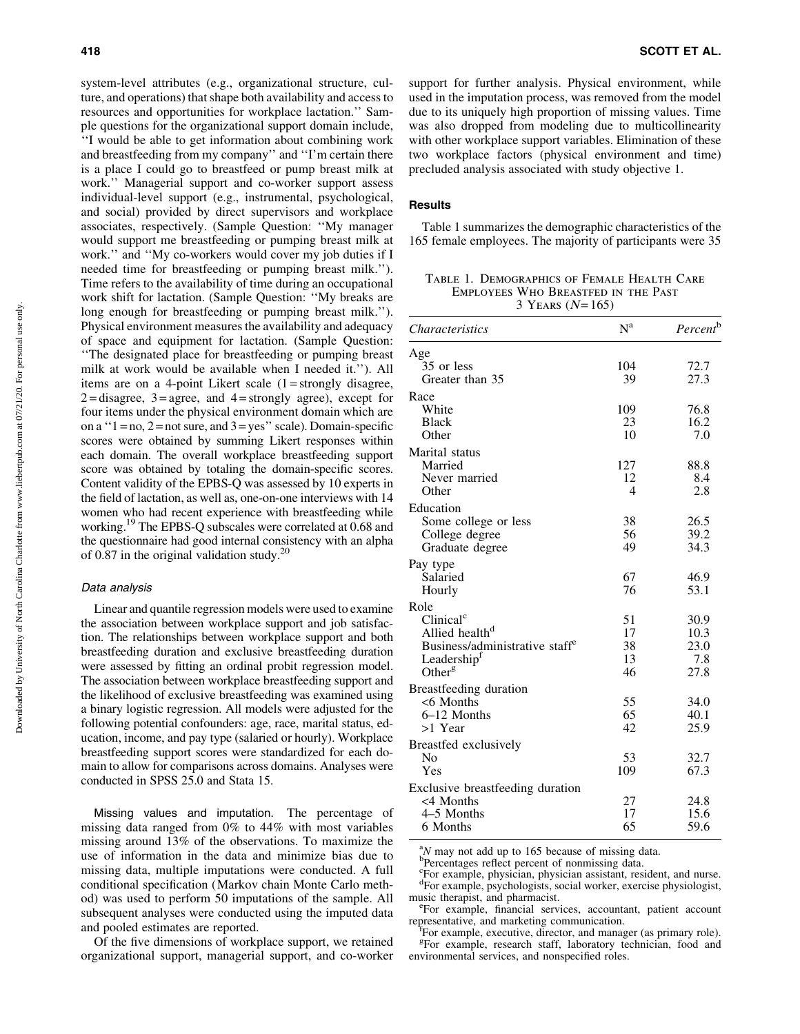system-level attributes (e.g., organizational structure, culture, and operations) that shape both availability and access to resources and opportunities for workplace lactation.'' Sample questions for the organizational support domain include, ''I would be able to get information about combining work and breastfeeding from my company'' and ''I'm certain there is a place I could go to breastfeed or pump breast milk at work.'' Managerial support and co-worker support assess individual-level support (e.g., instrumental, psychological, and social) provided by direct supervisors and workplace associates, respectively. (Sample Question: ''My manager would support me breastfeeding or pumping breast milk at work.'' and ''My co-workers would cover my job duties if I needed time for breastfeeding or pumping breast milk.''). Time refers to the availability of time during an occupational work shift for lactation. (Sample Question: ''My breaks are long enough for breastfeeding or pumping breast milk.''). Physical environment measures the availability and adequacy of space and equipment for lactation. (Sample Question: ''The designated place for breastfeeding or pumping breast milk at work would be available when I needed it.''). All items are on a 4-point Likert scale (1 = strongly disagree, 2 = disagree, 3 = agree, and 4 = strongly agree), except for four items under the physical environment domain which are on a ''1 = no, 2 = not sure, and 3 = yes'' scale). Domain-specific scores were obtained by summing Likert responses within each domain. The overall workplace breastfeeding support score was obtained by totaling the domain-specific scores. Content validity of the EPBS-Q was assessed by 10 experts in the field of lactation, as well as, one-on-one interviews with 14 women who had recent experience with breastfeeding while working.[19] The EPBS-Q subscales were correlated at 0.68 and the questionnaire had good internal consistency with an alpha of 0.87 in the original validation study.[20]

### Data analysis

Linear and quantile regression models were used to examine the association between workplace support and job satisfaction. The relationships between workplace support and both breastfeeding duration and exclusive breastfeeding duration were assessed by fitting an ordinal probit regression model. The association between workplace breastfeeding support and the likelihood of exclusive breastfeeding was examined using a binary logistic regression. All models were adjusted for the following potential confounders: age, race, marital status, education, income, and pay type (salaried or hourly). Workplace breastfeeding support scores were standardized for each domain to allow for comparisons across domains. Analyses were conducted in SPSS 25.0 and Stata 15.

**Missing values and imputation.** The percentage of missing data ranged from 0% to 44% with most variables missing around 13% of the observations. To maximize the use of information in the data and minimize bias due to missing data, multiple imputations were conducted. A full conditional specification (Markov chain Monte Carlo method) was used to perform 50 imputations of the sample. All subsequent analyses were conducted using the imputed data and pooled estimates are reported.

Of the five dimensions of workplace support, we retained organizational support, managerial support, and co-worker support for further analysis. Physical environment, while used in the imputation process, was removed from the model due to its uniquely high proportion of missing values. Time was also dropped from modeling due to multicollinearity with other workplace support variables. Elimination of these two workplace factors (physical environment and time) precluded analysis associated with study objective 1.

## Results

Table 1 summarizes the demographic characteristics of the 165 female employees. The majority of participants were 35

Table 1. Demographics of Female Health Care Employees Who Breastfed in the Past 3 Years ($N = 165$)

| *Characteristics* | N[a] | *Percent*[b] |
|---|---|---|
| Age | | |
| 35 or less | 104 | 72.7 |
| Greater than 35 | 39 | 27.3 |
| Race | | |
| White | 109 | 76.8 |
| Black | 23 | 16.2 |
| Other | 10 | 7.0 |
| Marital status | | |
| Married | 127 | 88.8 |
| Never married | 12 | 8.4 |
| Other | 4 | 2.8 |
| Education | | |
| Some college or less | 38 | 26.5 |
| College degree | 56 | 39.2 |
| Graduate degree | 49 | 34.3 |
| Pay type | | |
| Salaried | 67 | 46.9 |
| Hourly | 76 | 53.1 |
| Role | | |
| Clinical[c] | 51 | 30.9 |
| Allied health[d] | 17 | 10.3 |
| Business/administrative staff[e] | 38 | 23.0 |
| Leadership[f] | 13 | 7.8 |
| Other[g] | 46 | 27.8 |
| Breastfeeding duration | | |
| <6 Months | 55 | 34.0 |
| 6–12 Months | 65 | 40.1 |
| >1 Year | 42 | 25.9 |
| Breastfed exclusively | | |
| No | 53 | 32.7 |
| Yes | 109 | 67.3 |
| Exclusive breastfeeding duration | | |
| <4 Months | 27 | 24.8 |
| 4–5 Months | 17 | 15.6 |
| 6 Months | 65 | 59.6 |

[a]*N* may not add up to 165 because of missing data.
[b]Percentages reflect percent of nonmissing data.
[c]For example, physician, physician assistant, resident, and nurse.
[d]For example, psychologists, social worker, exercise physiologist, music therapist, and pharmacist.
[e]For example, financial services, accountant, patient account representative, and marketing communication.
[f]For example, executive, director, and manager (as primary role).
[g]For example, research staff, laboratory technician, food and environmental services, and nonspecified roles.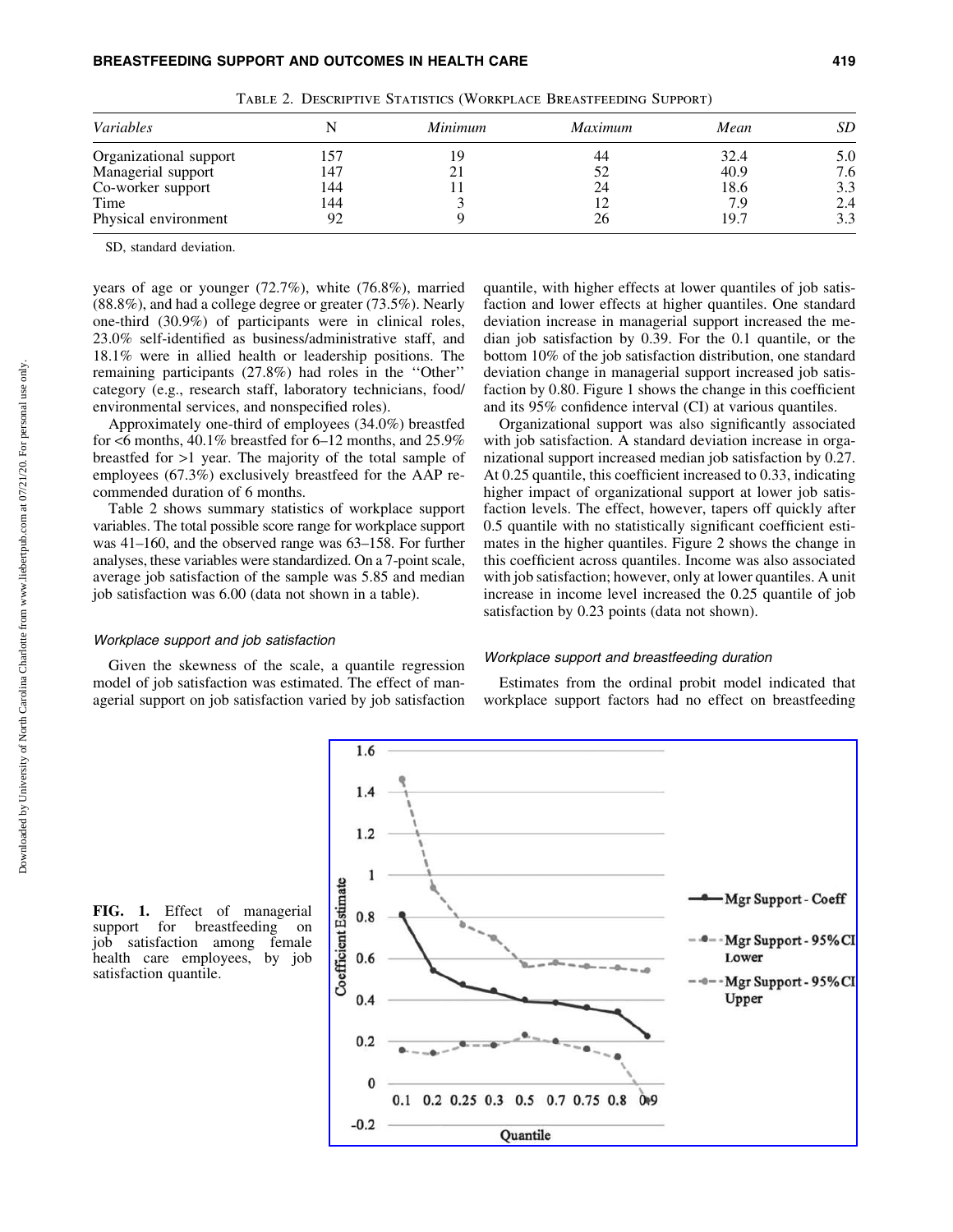Table 2. Descriptive Statistics (Workplace Breastfeeding Support)

| *Variables* | N | *Minimum* | *Maximum* | *Mean* | *SD* |
|---|---|---|---|---|---|
| Organizational support | 157 | 19 | 44 | 32.4 | 5.0 |
| Managerial support | 147 | 21 | 52 | 40.9 | 7.6 |
| Co-worker support | 144 | 11 | 24 | 18.6 | 3.3 |
| Time | 144 | 3 | 12 | 7.9 | 2.4 |
| Physical environment | 92 | 9 | 26 | 19.7 | 3.3 |

SD, standard deviation.

years of age or younger (72.7%), white (76.8%), married (88.8%), and had a college degree or greater (73.5%). Nearly one-third (30.9%) of participants were in clinical roles, 23.0% self-identified as business/administrative staff, and 18.1% were in allied health or leadership positions. The remaining participants (27.8%) had roles in the ''Other'' category (e.g., research staff, laboratory technicians, food/environmental services, and nonspecified roles).

Approximately one-third of employees (34.0%) breastfed for <6 months, 40.1% breastfed for 6–12 months, and 25.9% breastfed for >1 year. The majority of the total sample of employees (67.3%) exclusively breastfeed for the AAP recommended duration of 6 months.

Table 2 shows summary statistics of workplace support variables. The total possible score range for workplace support was 41–160, and the observed range was 63–158. For further analyses, these variables were standardized. On a 7-point scale, average job satisfaction of the sample was 5.85 and median job satisfaction was 6.00 (data not shown in a table).

### *Workplace support and job satisfaction*

Given the skewness of the scale, a quantile regression model of job satisfaction was estimated. The effect of managerial support on job satisfaction varied by job satisfaction quantile, with higher effects at lower quantiles of job satisfaction and lower effects at higher quantiles. One standard deviation increase in managerial support increased the median job satisfaction by 0.39. For the 0.1 quantile, or the bottom 10% of the job satisfaction distribution, one standard deviation change in managerial support increased job satisfaction by 0.80. Figure 1 shows the change in this coefficient and its 95% confidence interval (CI) at various quantiles.

Organizational support was also significantly associated with job satisfaction. A standard deviation increase in organizational support increased median job satisfaction by 0.27. At 0.25 quantile, this coefficient increased to 0.33, indicating higher impact of organizational support at lower job satisfaction levels. The effect, however, tapers off quickly after 0.5 quantile with no statistically significant coefficient estimates in the higher quantiles. Figure 2 shows the change in this coefficient across quantiles. Income was also associated with job satisfaction; however, only at lower quantiles. A unit increase in income level increased the 0.25 quantile of job satisfaction by 0.23 points (data not shown).

### *Workplace support and breastfeeding duration*

Estimates from the ordinal probit model indicated that workplace support factors had no effect on breastfeeding

**FIG. 1.** Effect of managerial support for breastfeeding on job satisfaction among female health care employees, by job satisfaction quantile.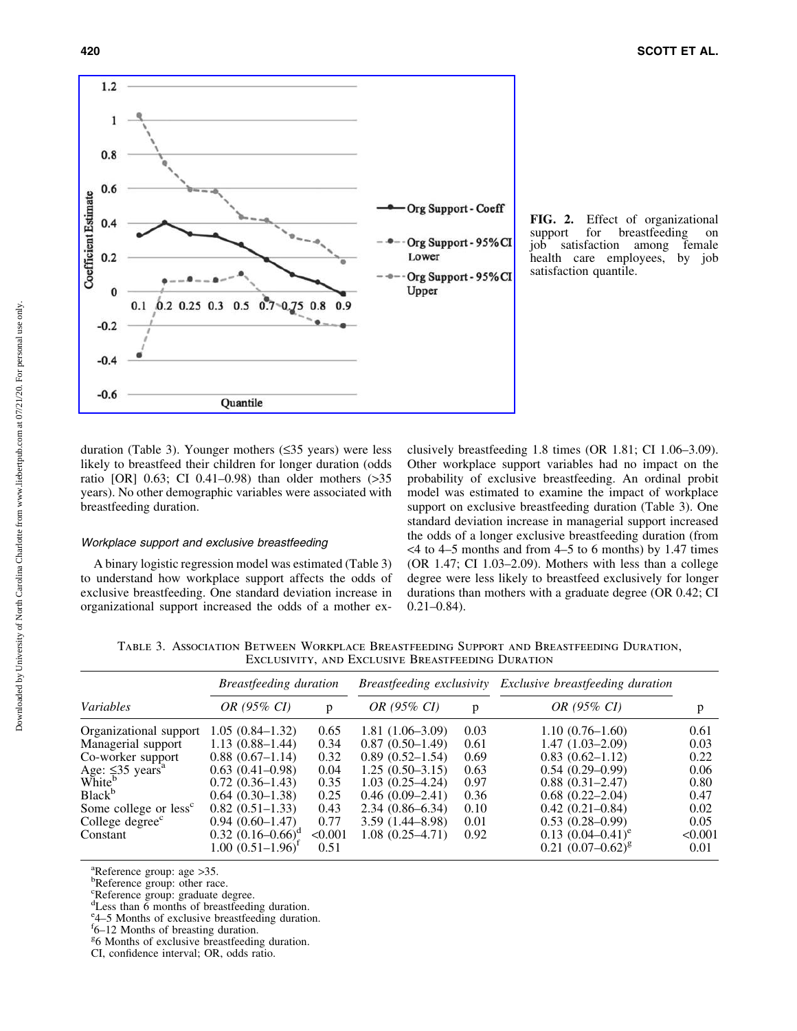FIG. 2. Effect of organizational support for breastfeeding on job satisfaction among female health care employees, by job satisfaction quantile.

duration (Table 3). Younger mothers (≤35 years) were less likely to breastfeed their children for longer duration (odds ratio [OR] 0.63; CI 0.41–0.98) than older mothers (>35 years). No other demographic variables were associated with breastfeeding duration.

### Workplace support and exclusive breastfeeding

A binary logistic regression model was estimated (Table 3) to understand how workplace support affects the odds of exclusive breastfeeding. One standard deviation increase in organizational support increased the odds of a mother exclusively breastfeeding 1.8 times (OR 1.81; CI 1.06–3.09). Other workplace support variables had no impact on the probability of exclusive breastfeeding. An ordinal probit model was estimated to examine the impact of workplace support on exclusive breastfeeding duration (Table 3). One standard deviation increase in managerial support increased the odds of a longer exclusive breastfeeding duration (from <4 to 4–5 months and from 4–5 to 6 months) by 1.47 times (OR 1.47; CI 1.03–2.09). Mothers with less than a college degree were less likely to breastfeed exclusively for longer durations than mothers with a graduate degree (OR 0.42; CI 0.21–0.84).

TABLE 3. ASSOCIATION BETWEEN WORKPLACE BREASTFEEDING SUPPORT AND BREASTFEEDING DURATION, EXCLUSIVITY, AND EXCLUSIVE BREASTFEEDING DURATION

| | *Breastfeeding duration* | | *Breastfeeding exclusivity* | | *Exclusive breastfeeding duration* | |
|---|---|---|---|---|---|---|
| *Variables* | *OR (95% CI)* | p | *OR (95% CI)* | p | *OR (95% CI)* | p |
| Organizational support | 1.05 (0.84–1.32) | 0.65 | 1.81 (1.06–3.09) | 0.03 | 1.10 (0.76–1.60) | 0.61 |
| Managerial support | 1.13 (0.88–1.44) | 0.34 | 0.87 (0.50–1.49) | 0.61 | 1.47 (1.03–2.09) | 0.03 |
| Co-worker support | 0.88 (0.67–1.14) | 0.32 | 0.89 (0.52–1.54) | 0.69 | 0.83 (0.62–1.12) | 0.22 |
| Age: ≤35 years[a] | 0.63 (0.41–0.98) | 0.04 | 1.25 (0.50–3.15) | 0.63 | 0.54 (0.29–0.99) | 0.06 |
| White[b] | 0.72 (0.36–1.43) | 0.35 | 1.03 (0.25–4.24) | 0.97 | 0.88 (0.31–2.47) | 0.80 |
| Black[b] | 0.64 (0.30–1.38) | 0.25 | 0.46 (0.09–2.41) | 0.36 | 0.68 (0.22–2.04) | 0.47 |
| Some college or less[c] | 0.82 (0.51–1.33) | 0.43 | 2.34 (0.86–6.34) | 0.10 | 0.42 (0.21–0.84) | 0.02 |
| College degree[c] | 0.94 (0.60–1.47) | 0.77 | 3.59 (1.44–8.98) | 0.01 | 0.53 (0.28–0.99) | 0.05 |
| Constant | 0.32 (0.16–0.66)[d] | <0.001 | 1.08 (0.25–4.71) | 0.92 | 0.13 (0.04–0.41)[e] | <0.001 |
| | 1.00 (0.51–1.96)[f] | 0.51 | | | 0.21 (0.07–0.62)[g] | 0.01 |

[a]Reference group: age >35.
[b]Reference group: other race.
[c]Reference group: graduate degree.
[d]Less than 6 months of breastfeeding duration.
[e]4–5 Months of exclusive breastfeeding duration.
[f]6–12 Months of breasting duration.
[g]6 Months of exclusive breastfeeding duration.
CI, confidence interval; OR, odds ratio.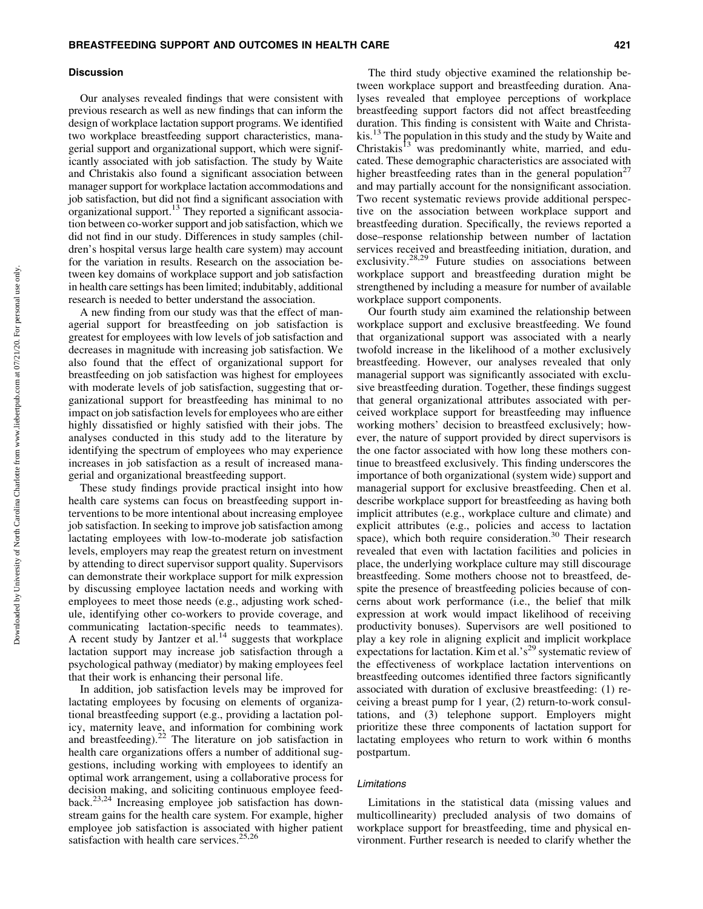## Discussion

Our analyses revealed findings that were consistent with previous research as well as new findings that can inform the design of workplace lactation support programs. We identified two workplace breastfeeding support characteristics, managerial support and organizational support, which were significantly associated with job satisfaction. The study by Waite and Christakis also found a significant association between manager support for workplace lactation accommodations and job satisfaction, but did not find a significant association with organizational support.[13] They reported a significant association between co-worker support and job satisfaction, which we did not find in our study. Differences in study samples (children's hospital versus large health care system) may account for the variation in results. Research on the association between key domains of workplace support and job satisfaction in health care settings has been limited; indubitably, additional research is needed to better understand the association.

A new finding from our study was that the effect of managerial support for breastfeeding on job satisfaction is greatest for employees with low levels of job satisfaction and decreases in magnitude with increasing job satisfaction. We also found that the effect of organizational support for breastfeeding on job satisfaction was highest for employees with moderate levels of job satisfaction, suggesting that organizational support for breastfeeding has minimal to no impact on job satisfaction levels for employees who are either highly dissatisfied or highly satisfied with their jobs. The analyses conducted in this study add to the literature by identifying the spectrum of employees who may experience increases in job satisfaction as a result of increased managerial and organizational breastfeeding support.

These study findings provide practical insight into how health care systems can focus on breastfeeding support interventions to be more intentional about increasing employee job satisfaction. In seeking to improve job satisfaction among lactating employees with low-to-moderate job satisfaction levels, employers may reap the greatest return on investment by attending to direct supervisor support quality. Supervisors can demonstrate their workplace support for milk expression by discussing employee lactation needs and working with employees to meet those needs (e.g., adjusting work schedule, identifying other co-workers to provide coverage, and communicating lactation-specific needs to teammates). A recent study by Jantzer et al.[14] suggests that workplace lactation support may increase job satisfaction through a psychological pathway (mediator) by making employees feel that their work is enhancing their personal life.

In addition, job satisfaction levels may be improved for lactating employees by focusing on elements of organizational breastfeeding support (e.g., providing a lactation policy, maternity leave, and information for combining work and breastfeeding).[22] The literature on job satisfaction in health care organizations offers a number of additional suggestions, including working with employees to identify an optimal work arrangement, using a collaborative process for decision making, and soliciting continuous employee feedback.[23,24] Increasing employee job satisfaction has downstream gains for the health care system. For example, higher employee job satisfaction is associated with higher patient satisfaction with health care services.[25,26]

The third study objective examined the relationship between workplace support and breastfeeding duration. Analyses revealed that employee perceptions of workplace breastfeeding support factors did not affect breastfeeding duration. This finding is consistent with Waite and Christakis.[13] The population in this study and the study by Waite and Christakis[13] was predominantly white, married, and educated. These demographic characteristics are associated with higher breastfeeding rates than in the general population[27] and may partially account for the nonsignificant association. Two recent systematic reviews provide additional perspective on the association between workplace support and breastfeeding duration. Specifically, the reviews reported a dose–response relationship between number of lactation services received and breastfeeding initiation, duration, and exclusivity.[28,29] Future studies on associations between workplace support and breastfeeding duration might be strengthened by including a measure for number of available workplace support components.

Our fourth study aim examined the relationship between workplace support and exclusive breastfeeding. We found that organizational support was associated with a nearly twofold increase in the likelihood of a mother exclusively breastfeeding. However, our analyses revealed that only managerial support was significantly associated with exclusive breastfeeding duration. Together, these findings suggest that general organizational attributes associated with perceived workplace support for breastfeeding may influence working mothers' decision to breastfeed exclusively; however, the nature of support provided by direct supervisors is the one factor associated with how long these mothers continue to breastfeed exclusively. This finding underscores the importance of both organizational (system wide) support and managerial support for exclusive breastfeeding. Chen et al. describe workplace support for breastfeeding as having both implicit attributes (e.g., workplace culture and climate) and explicit attributes (e.g., policies and access to lactation space), which both require consideration.[30] Their research revealed that even with lactation facilities and policies in place, the underlying workplace culture may still discourage breastfeeding. Some mothers choose not to breastfeed, despite the presence of breastfeeding policies because of concerns about work performance (i.e., the belief that milk expression at work would impact likelihood of receiving productivity bonuses). Supervisors are well positioned to play a key role in aligning explicit and implicit workplace expectations for lactation. Kim et al.'s[29] systematic review of the effectiveness of workplace lactation interventions on breastfeeding outcomes identified three factors significantly associated with duration of exclusive breastfeeding: (1) receiving a breast pump for 1 year, (2) return-to-work consultations, and (3) telephone support. Employers might prioritize these three components of lactation support for lactating employees who return to work within 6 months postpartum.

### *Limitations*

Limitations in the statistical data (missing values and multicollinearity) precluded analysis of two domains of workplace support for breastfeeding, time and physical environment. Further research is needed to clarify whether the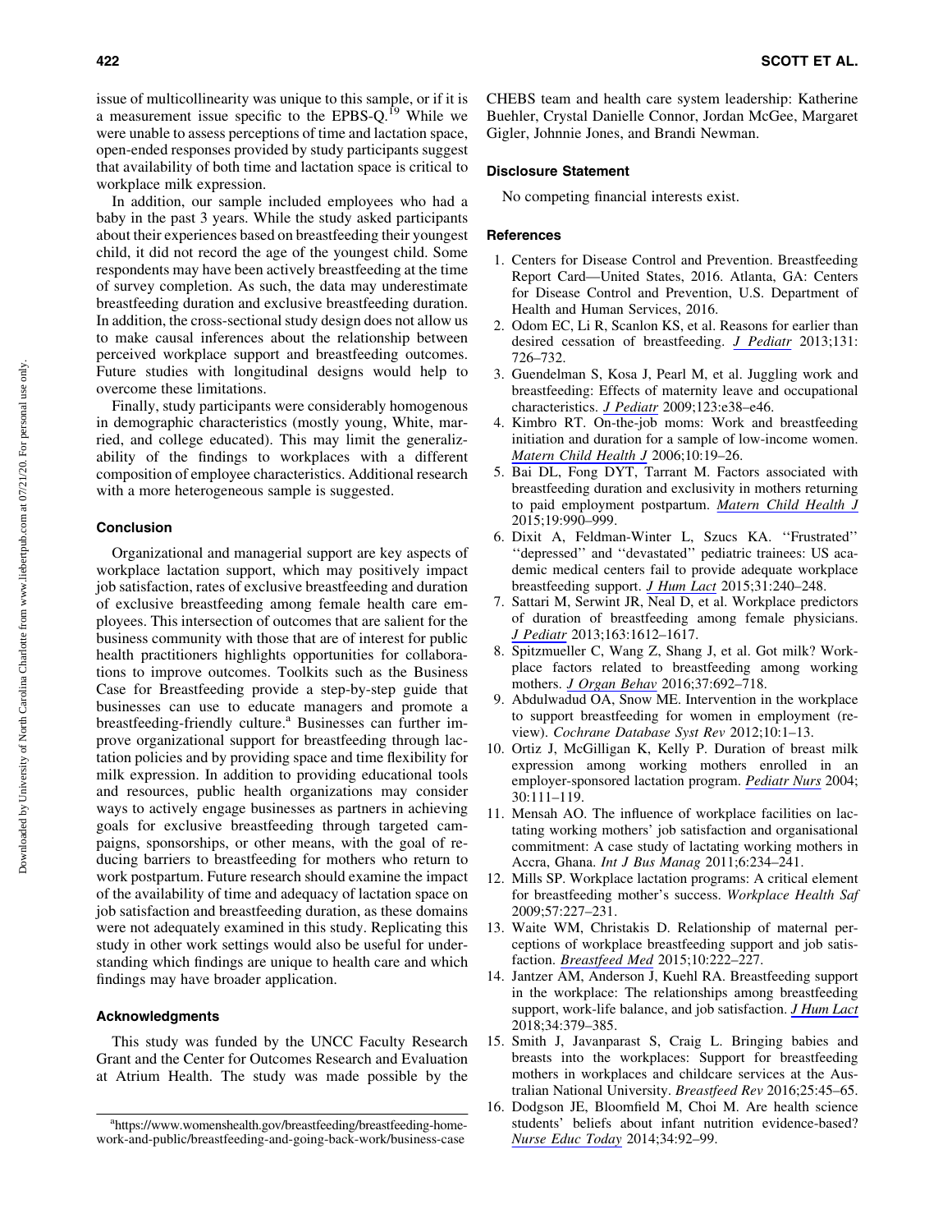issue of multicollinearity was unique to this sample, or if it is a measurement issue specific to the EPBS-Q.[19] While we were unable to assess perceptions of time and lactation space, open-ended responses provided by study participants suggest that availability of both time and lactation space is critical to workplace milk expression.

In addition, our sample included employees who had a baby in the past 3 years. While the study asked participants about their experiences based on breastfeeding their youngest child, it did not record the age of the youngest child. Some respondents may have been actively breastfeeding at the time of survey completion. As such, the data may underestimate breastfeeding duration and exclusive breastfeeding duration. In addition, the cross-sectional study design does not allow us to make causal inferences about the relationship between perceived workplace support and breastfeeding outcomes. Future studies with longitudinal designs would help to overcome these limitations.

Finally, study participants were considerably homogenous in demographic characteristics (mostly young, White, married, and college educated). This may limit the generalizability of the findings to workplaces with a different composition of employee characteristics. Additional research with a more heterogeneous sample is suggested.

## Conclusion

Organizational and managerial support are key aspects of workplace lactation support, which may positively impact job satisfaction, rates of exclusive breastfeeding and duration of exclusive breastfeeding among female health care employees. This intersection of outcomes that are salient for the business community with those that are of interest for public health practitioners highlights opportunities for collaborations to improve outcomes. Toolkits such as the Business Case for Breastfeeding provide a step-by-step guide that businesses can use to educate managers and promote a breastfeeding-friendly culture.[a] Businesses can further improve organizational support for breastfeeding through lactation policies and by providing space and time flexibility for milk expression. In addition to providing educational tools and resources, public health organizations may consider ways to actively engage businesses as partners in achieving goals for exclusive breastfeeding through targeted campaigns, sponsorships, or other means, with the goal of reducing barriers to breastfeeding for mothers who return to work postpartum. Future research should examine the impact of the availability of time and adequacy of lactation space on job satisfaction and breastfeeding duration, as these domains were not adequately examined in this study. Replicating this study in other work settings would also be useful for understanding which findings are unique to health care and which findings may have broader application.

## Acknowledgments

This study was funded by the UNCC Faculty Research Grant and the Center for Outcomes Research and Evaluation at Atrium Health. The study was made possible by the CHEBS team and health care system leadership: Katherine Buehler, Crystal Danielle Connor, Jordan McGee, Margaret Gigler, Johnnie Jones, and Brandi Newman.

## Disclosure Statement

No competing financial interests exist.

## References

1. Centers for Disease Control and Prevention. Breastfeeding Report Card—United States, 2016. Atlanta, GA: Centers for Disease Control and Prevention, U.S. Department of Health and Human Services, 2016.
2. Odom EC, Li R, Scanlon KS, et al. Reasons for earlier than desired cessation of breastfeeding. *J Pediatr* 2013;131: 726–732.
3. Guendelman S, Kosa J, Pearl M, et al. Juggling work and breastfeeding: Effects of maternity leave and occupational characteristics. *J Pediatr* 2009;123:e38–e46.
4. Kimbro RT. On-the-job moms: Work and breastfeeding initiation and duration for a sample of low-income women. *Matern Child Health J* 2006;10:19–26.
5. Bai DL, Fong DYT, Tarrant M. Factors associated with breastfeeding duration and exclusivity in mothers returning to paid employment postpartum. *Matern Child Health J* 2015;19:990–999.
6. Dixit A, Feldman-Winter L, Szucs KA. ''Frustrated'' ''depressed'' and ''devastated'' pediatric trainees: US academic medical centers fail to provide adequate workplace breastfeeding support. *J Hum Lact* 2015;31:240–248.
7. Sattari M, Serwint JR, Neal D, et al. Workplace predictors of duration of breastfeeding among female physicians. *J Pediatr* 2013;163:1612–1617.
8. Spitzmueller C, Wang Z, Shang J, et al. Got milk? Workplace factors related to breastfeeding among working mothers. *J Organ Behav* 2016;37:692–718.
9. Abdulwadud OA, Snow ME. Intervention in the workplace to support breastfeeding for women in employment (review). *Cochrane Database Syst Rev* 2012;10:1–13.
10. Ortiz J, McGilligan K, Kelly P. Duration of breast milk expression among working mothers enrolled in an employer-sponsored lactation program. *Pediatr Nurs* 2004; 30:111–119.
11. Mensah AO. The influence of workplace facilities on lactating working mothers' job satisfaction and organisational commitment: A case study of lactating working mothers in Accra, Ghana. *Int J Bus Manag* 2011;6:234–241.
12. Mills SP. Workplace lactation programs: A critical element for breastfeeding mother's success. *Workplace Health Saf* 2009;57:227–231.
13. Waite WM, Christakis D. Relationship of maternal perceptions of workplace breastfeeding support and job satisfaction. *Breastfeed Med* 2015;10:222–227.
14. Jantzer AM, Anderson J, Kuehl RA. Breastfeeding support in the workplace: The relationships among breastfeeding support, work-life balance, and job satisfaction. *J Hum Lact* 2018;34:379–385.
15. Smith J, Javanparast S, Craig L. Bringing babies and breasts into the workplaces: Support for breastfeeding mothers in workplaces and childcare services at the Australian National University. *Breastfeed Rev* 2016;25:45–65.
16. Dodgson JE, Bloomfield M, Choi M. Are health science students' beliefs about infant nutrition evidence-based? *Nurse Educ Today* 2014;34:92–99.

[a] https://www.womenshealth.gov/breastfeeding/breastfeeding-home-work-and-public/breastfeeding-and-going-back-work/business-case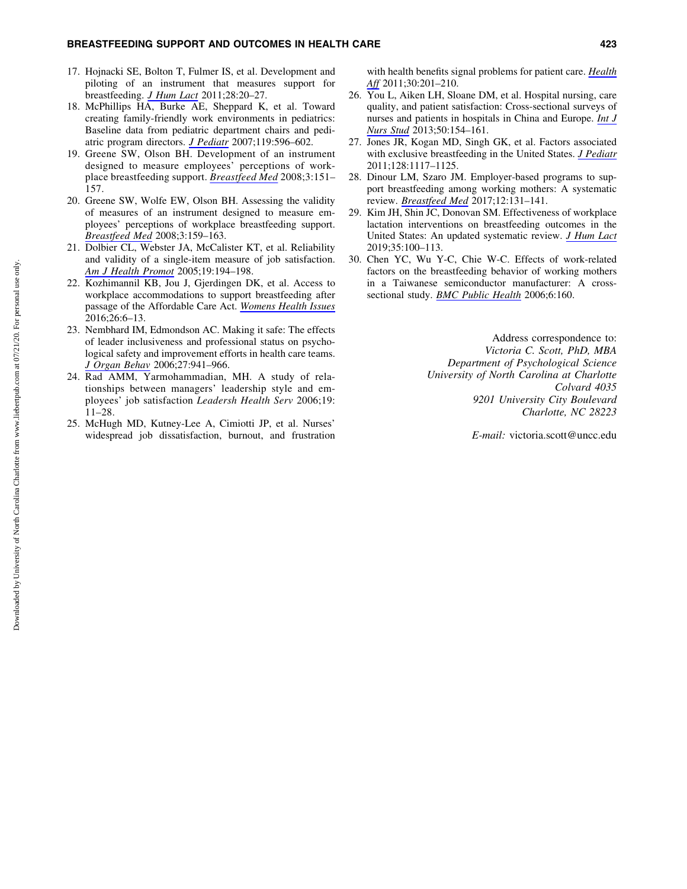17. Hojnacki SE, Bolton T, Fulmer IS, et al. Development and piloting of an instrument that measures support for breastfeeding. *J Hum Lact* 2011;28:20–27.
18. McPhillips HA, Burke AE, Sheppard K, et al. Toward creating family-friendly work environments in pediatrics: Baseline data from pediatric department chairs and pediatric program directors. *J Pediatr* 2007;119:596–602.
19. Greene SW, Olson BH. Development of an instrument designed to measure employees' perceptions of workplace breastfeeding support. *Breastfeed Med* 2008;3:151–157.
20. Greene SW, Wolfe EW, Olson BH. Assessing the validity of measures of an instrument designed to measure employees' perceptions of workplace breastfeeding support. *Breastfeed Med* 2008;3:159–163.
21. Dolbier CL, Webster JA, McCalister KT, et al. Reliability and validity of a single-item measure of job satisfaction. *Am J Health Promot* 2005;19:194–198.
22. Kozhimannil KB, Jou J, Gjerdingen DK, et al. Access to workplace accommodations to support breastfeeding after passage of the Affordable Care Act. *Womens Health Issues* 2016;26:6–13.
23. Nembhard IM, Edmondson AC. Making it safe: The effects of leader inclusiveness and professional status on psychological safety and improvement efforts in health care teams. *J Organ Behav* 2006;27:941–966.
24. Rad AMM, Yarmohammadian, MH. A study of relationships between managers' leadership style and employees' job satisfaction *Leadersh Health Serv* 2006;19:11–28.
25. McHugh MD, Kutney-Lee A, Cimiotti JP, et al. Nurses' widespread job dissatisfaction, burnout, and frustration with health benefits signal problems for patient care. *Health Aff* 2011;30:201–210.
26. You L, Aiken LH, Sloane DM, et al. Hospital nursing, care quality, and patient satisfaction: Cross-sectional surveys of nurses and patients in hospitals in China and Europe. *Int J Nurs Stud* 2013;50:154–161.
27. Jones JR, Kogan MD, Singh GK, et al. Factors associated with exclusive breastfeeding in the United States. *J Pediatr* 2011;128:1117–1125.
28. Dinour LM, Szaro JM. Employer-based programs to support breastfeeding among working mothers: A systematic review. *Breastfeed Med* 2017;12:131–141.
29. Kim JH, Shin JC, Donovan SM. Effectiveness of workplace lactation interventions on breastfeeding outcomes in the United States: An updated systematic review. *J Hum Lact* 2019;35:100–113.
30. Chen YC, Wu Y-C, Chie W-C. Effects of work-related factors on the breastfeeding behavior of working mothers in a Taiwanese semiconductor manufacturer: A cross-sectional study. *BMC Public Health* 2006;6:160.

Address correspondence to:
*Victoria C. Scott, PhD, MBA*
*Department of Psychological Science*
*University of North Carolina at Charlotte*
*Colvard 4035*
*9201 University City Boulevard*
*Charlotte, NC 28223*

*E-mail:* victoria.scott@uncc.edu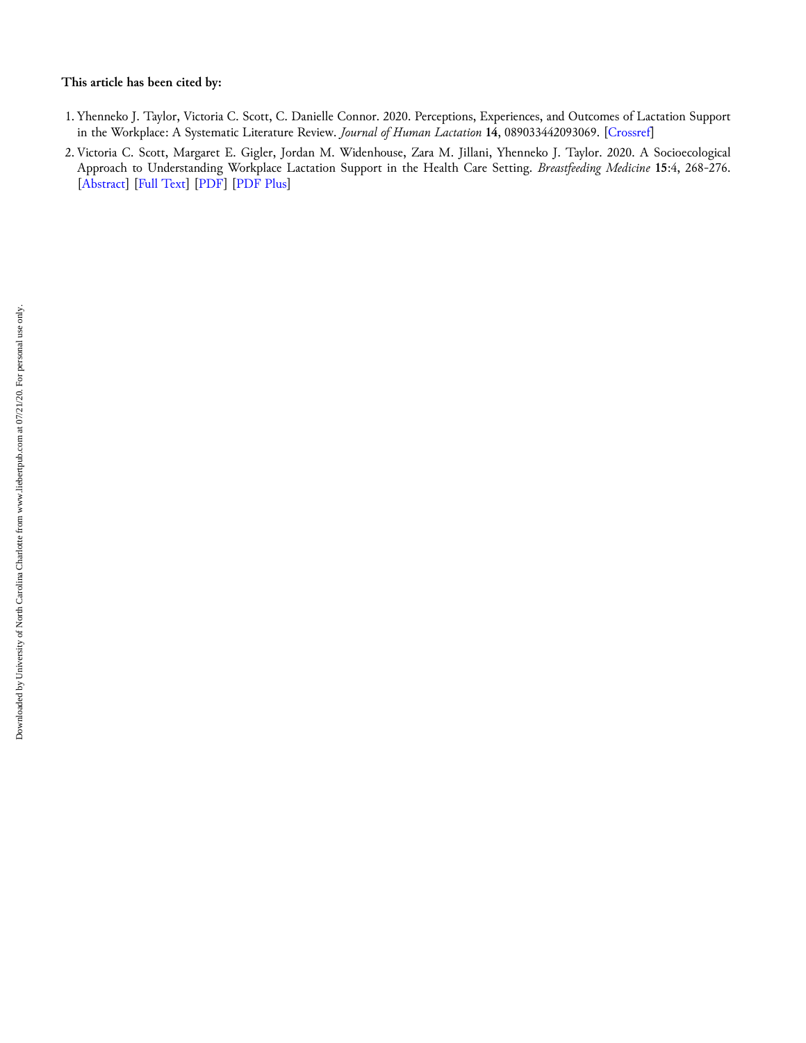**This article has been cited by:**

1. Yhenneko J. Taylor, Victoria C. Scott, C. Danielle Connor. 2020. Perceptions, Experiences, and Outcomes of Lactation Support in the Workplace: A Systematic Literature Review. *Journal of Human Lactation* **14**, 089033442093069. [Crossref]
2. Victoria C. Scott, Margaret E. Gigler, Jordan M. Widenhouse, Zara M. Jillani, Yhenneko J. Taylor. 2020. A Socioecological Approach to Understanding Workplace Lactation Support in the Health Care Setting. *Breastfeeding Medicine* **15**:4, 268-276. [Abstract] [Full Text] [PDF] [PDF Plus]